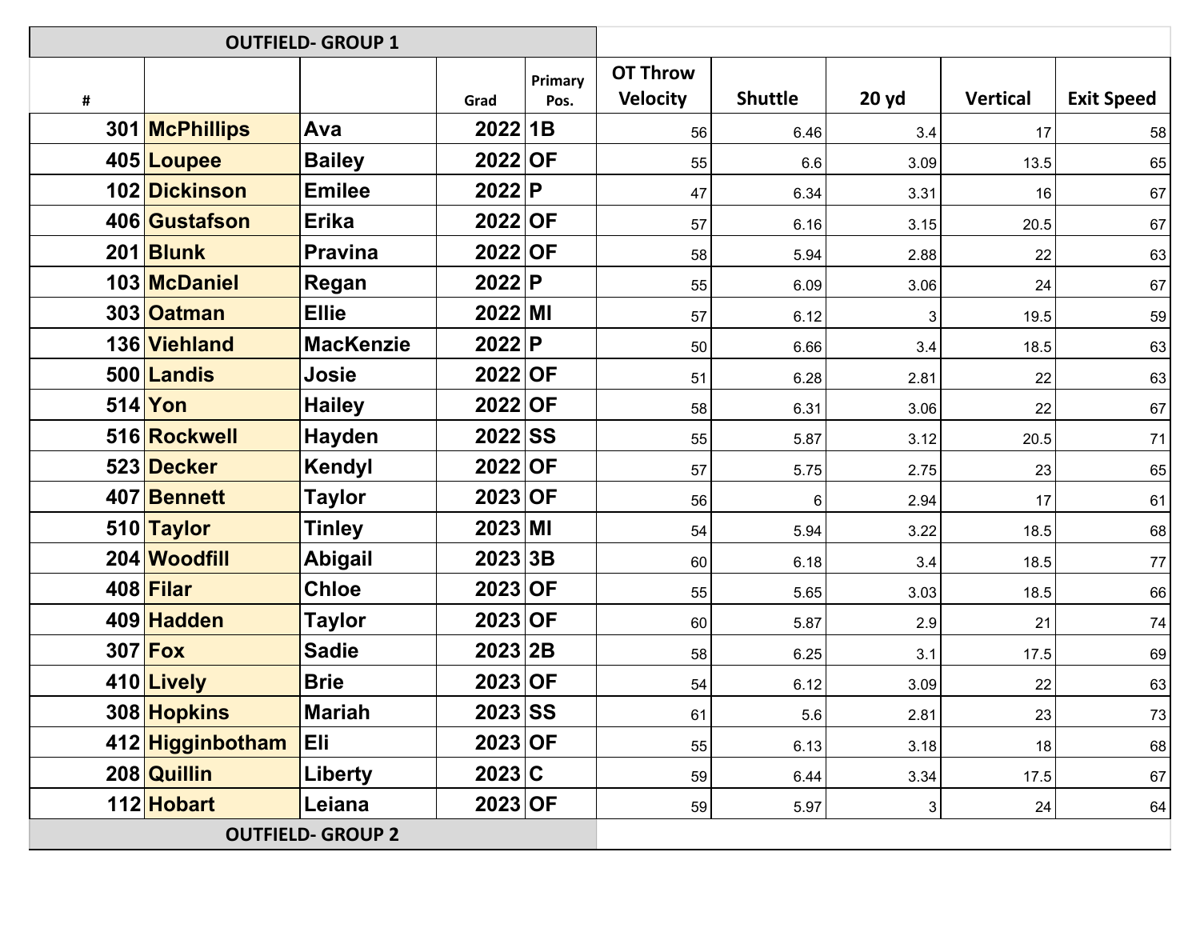| OUTFIELD- GROUP 1 | | | | | | | | | |
|---|---|---|---|---|---|---|---|---|---|
| # | | | Grad | Primary Pos. | OT Throw Velocity | Shuttle | 20 yd | Vertical | Exit Speed |
| 301 | McPhillips | Ava | 2022 | 1B | 56 | 6.46 | 3.4 | 17 | 58 |
| 405 | Loupee | Bailey | 2022 | OF | 55 | 6.6 | 3.09 | 13.5 | 65 |
| 102 | Dickinson | Emilee | 2022 | P | 47 | 6.34 | 3.31 | 16 | 67 |
| 406 | Gustafson | Erika | 2022 | OF | 57 | 6.16 | 3.15 | 20.5 | 67 |
| 201 | Blunk | Pravina | 2022 | OF | 58 | 5.94 | 2.88 | 22 | 63 |
| 103 | McDaniel | Regan | 2022 | P | 55 | 6.09 | 3.06 | 24 | 67 |
| 303 | Oatman | Ellie | 2022 | MI | 57 | 6.12 | 3 | 19.5 | 59 |
| 136 | Viehland | MacKenzie | 2022 | P | 50 | 6.66 | 3.4 | 18.5 | 63 |
| 500 | Landis | Josie | 2022 | OF | 51 | 6.28 | 2.81 | 22 | 63 |
| 514 | Yon | Hailey | 2022 | OF | 58 | 6.31 | 3.06 | 22 | 67 |
| 516 | Rockwell | Hayden | 2022 | SS | 55 | 5.87 | 3.12 | 20.5 | 71 |
| 523 | Decker | Kendyl | 2022 | OF | 57 | 5.75 | 2.75 | 23 | 65 |
| 407 | Bennett | Taylor | 2023 | OF | 56 | 6 | 2.94 | 17 | 61 |
| 510 | Taylor | Tinley | 2023 | MI | 54 | 5.94 | 3.22 | 18.5 | 68 |
| 204 | Woodfill | Abigail | 2023 | 3B | 60 | 6.18 | 3.4 | 18.5 | 77 |
| 408 | Filar | Chloe | 2023 | OF | 55 | 5.65 | 3.03 | 18.5 | 66 |
| 409 | Hadden | Taylor | 2023 | OF | 60 | 5.87 | 2.9 | 21 | 74 |
| 307 | Fox | Sadie | 2023 | 2B | 58 | 6.25 | 3.1 | 17.5 | 69 |
| 410 | Lively | Brie | 2023 | OF | 54 | 6.12 | 3.09 | 22 | 63 |
| 308 | Hopkins | Mariah | 2023 | SS | 61 | 5.6 | 2.81 | 23 | 73 |
| 412 | Higginbotham | Eli | 2023 | OF | 55 | 6.13 | 3.18 | 18 | 68 |
| 208 | Quillin | Liberty | 2023 | C | 59 | 6.44 | 3.34 | 17.5 | 67 |
| 112 | Hobart | Leiana | 2023 | OF | 59 | 5.97 | 3 | 24 | 64 |

| OUTFIELD- GROUP 2 | | | | | | | | | |
|---|---|---|---|---|---|---|---|---|---|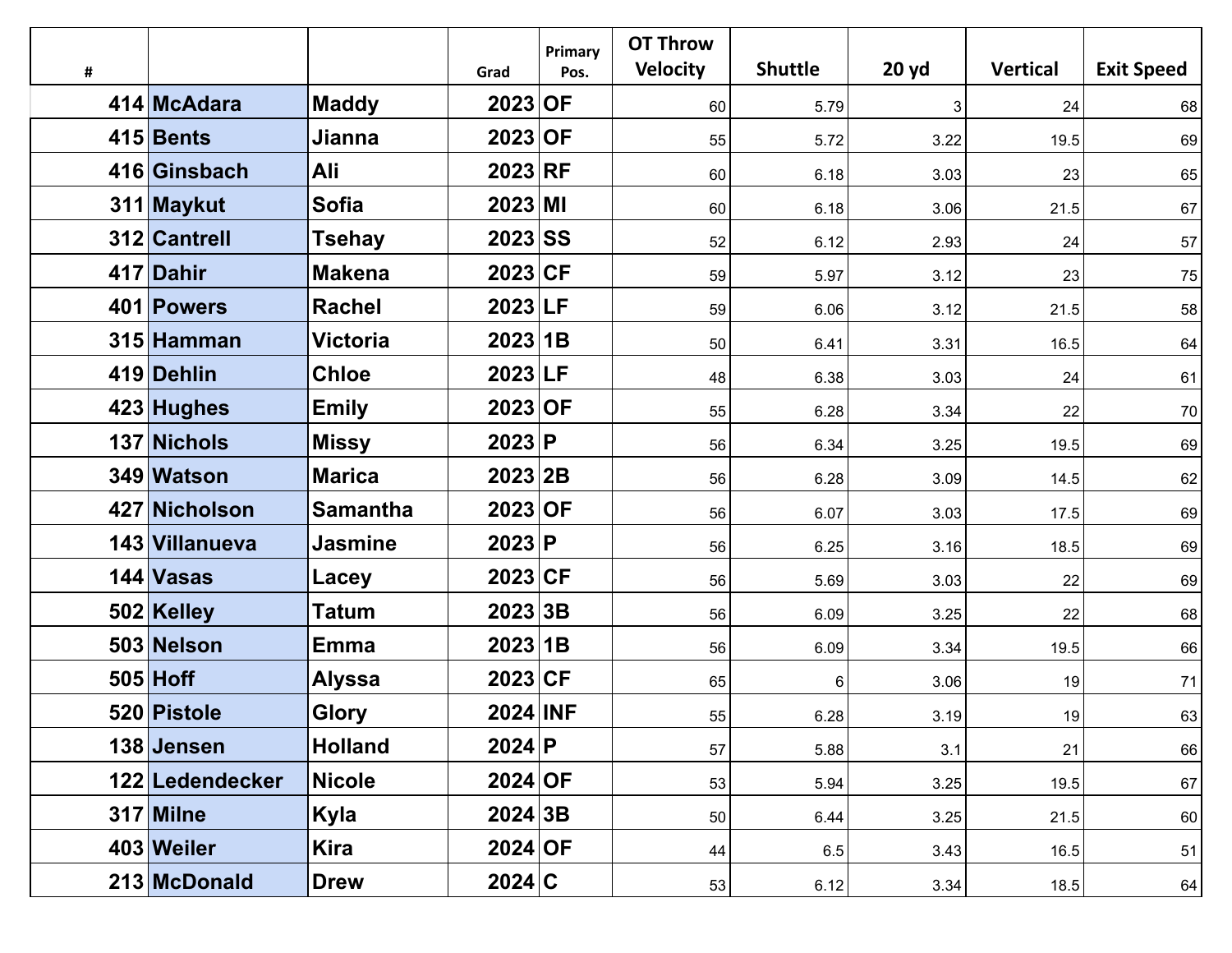| # | | | Grad | Primary Pos. | OT Throw Velocity | Shuttle | 20 yd | Vertical | Exit Speed |
|---|---|---|---|---|---|---|---|---|---|
| 414 | **McAdara** | **Maddy** | **2023** | **OF** | 60 | 5.79 | 3 | 24 | 68 |
| 415 | **Bents** | **Jianna** | **2023** | **OF** | 55 | 5.72 | 3.22 | 19.5 | 69 |
| 416 | **Ginsbach** | **Ali** | **2023** | **RF** | 60 | 6.18 | 3.03 | 23 | 65 |
| 311 | **Maykut** | **Sofia** | **2023** | **MI** | 60 | 6.18 | 3.06 | 21.5 | 67 |
| 312 | **Cantrell** | **Tsehay** | **2023** | **SS** | 52 | 6.12 | 2.93 | 24 | 57 |
| 417 | **Dahir** | **Makena** | **2023** | **CF** | 59 | 5.97 | 3.12 | 23 | 75 |
| 401 | **Powers** | **Rachel** | **2023** | **LF** | 59 | 6.06 | 3.12 | 21.5 | 58 |
| 315 | **Hamman** | **Victoria** | **2023** | **1B** | 50 | 6.41 | 3.31 | 16.5 | 64 |
| 419 | **Dehlin** | **Chloe** | **2023** | **LF** | 48 | 6.38 | 3.03 | 24 | 61 |
| 423 | **Hughes** | **Emily** | **2023** | **OF** | 55 | 6.28 | 3.34 | 22 | 70 |
| 137 | **Nichols** | **Missy** | **2023** | **P** | 56 | 6.34 | 3.25 | 19.5 | 69 |
| 349 | **Watson** | **Marica** | **2023** | **2B** | 56 | 6.28 | 3.09 | 14.5 | 62 |
| 427 | **Nicholson** | **Samantha** | **2023** | **OF** | 56 | 6.07 | 3.03 | 17.5 | 69 |
| 143 | **Villanueva** | **Jasmine** | **2023** | **P** | 56 | 6.25 | 3.16 | 18.5 | 69 |
| 144 | **Vasas** | **Lacey** | **2023** | **CF** | 56 | 5.69 | 3.03 | 22 | 69 |
| 502 | **Kelley** | **Tatum** | **2023** | **3B** | 56 | 6.09 | 3.25 | 22 | 68 |
| 503 | **Nelson** | **Emma** | **2023** | **1B** | 56 | 6.09 | 3.34 | 19.5 | 66 |
| 505 | **Hoff** | **Alyssa** | **2023** | **CF** | 65 | 6 | 3.06 | 19 | 71 |
| 520 | **Pistole** | **Glory** | **2024** | **INF** | 55 | 6.28 | 3.19 | 19 | 63 |
| 138 | **Jensen** | **Holland** | **2024** | **P** | 57 | 5.88 | 3.1 | 21 | 66 |
| 122 | **Ledendecker** | **Nicole** | **2024** | **OF** | 53 | 5.94 | 3.25 | 19.5 | 67 |
| 317 | **Milne** | **Kyla** | **2024** | **3B** | 50 | 6.44 | 3.25 | 21.5 | 60 |
| 403 | **Weiler** | **Kira** | **2024** | **OF** | 44 | 6.5 | 3.43 | 16.5 | 51 |
| 213 | **McDonald** | **Drew** | **2024** | **C** | 53 | 6.12 | 3.34 | 18.5 | 64 |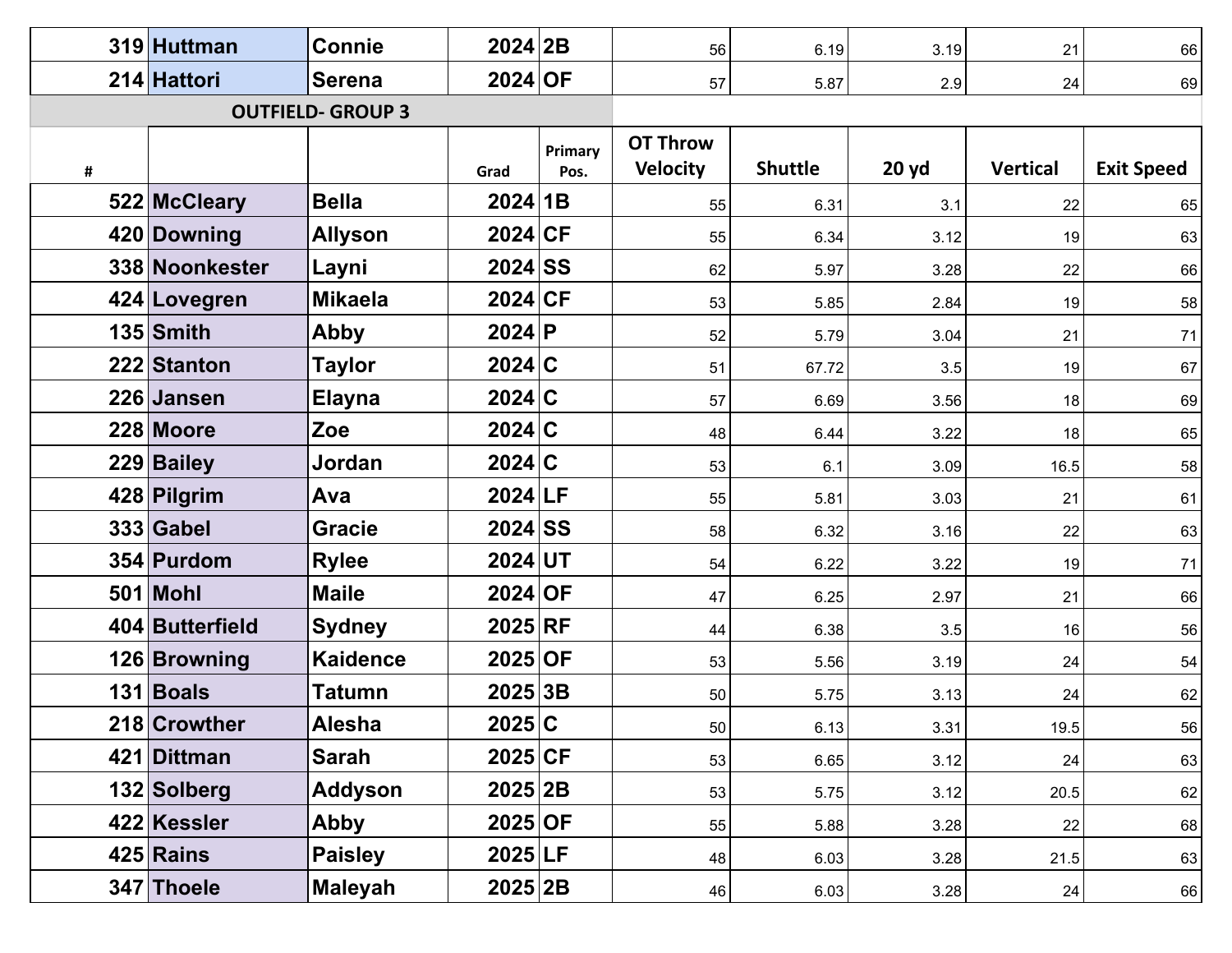| 319 | Huttman | Connie | 2024 | 2B | 56 | 6.19 | 3.19 | 21 | 66 |
|---|---|---|---|---|---|---|---|---|---|
| 214 | Hattori | Serena | 2024 | OF | 57 | 5.87 | 2.9 | 24 | 69 |

## OUTFIELD- GROUP 3

| # | | | Grad | Primary Pos. | OT Throw Velocity | Shuttle | 20 yd | Vertical | Exit Speed |
|---|---|---|---|---|---|---|---|---|---|
| 522 | McCleary | Bella | 2024 | 1B | 55 | 6.31 | 3.1 | 22 | 65 |
| 420 | Downing | Allyson | 2024 | CF | 55 | 6.34 | 3.12 | 19 | 63 |
| 338 | Noonkester | Layni | 2024 | SS | 62 | 5.97 | 3.28 | 22 | 66 |
| 424 | Lovegren | Mikaela | 2024 | CF | 53 | 5.85 | 2.84 | 19 | 58 |
| 135 | Smith | Abby | 2024 | P | 52 | 5.79 | 3.04 | 21 | 71 |
| 222 | Stanton | Taylor | 2024 | C | 51 | 67.72 | 3.5 | 19 | 67 |
| 226 | Jansen | Elayna | 2024 | C | 57 | 6.69 | 3.56 | 18 | 69 |
| 228 | Moore | Zoe | 2024 | C | 48 | 6.44 | 3.22 | 18 | 65 |
| 229 | Bailey | Jordan | 2024 | C | 53 | 6.1 | 3.09 | 16.5 | 58 |
| 428 | Pilgrim | Ava | 2024 | LF | 55 | 5.81 | 3.03 | 21 | 61 |
| 333 | Gabel | Gracie | 2024 | SS | 58 | 6.32 | 3.16 | 22 | 63 |
| 354 | Purdom | Rylee | 2024 | UT | 54 | 6.22 | 3.22 | 19 | 71 |
| 501 | Mohl | Maile | 2024 | OF | 47 | 6.25 | 2.97 | 21 | 66 |
| 404 | Butterfield | Sydney | 2025 | RF | 44 | 6.38 | 3.5 | 16 | 56 |
| 126 | Browning | Kaidence | 2025 | OF | 53 | 5.56 | 3.19 | 24 | 54 |
| 131 | Boals | Tatumn | 2025 | 3B | 50 | 5.75 | 3.13 | 24 | 62 |
| 218 | Crowther | Alesha | 2025 | C | 50 | 6.13 | 3.31 | 19.5 | 56 |
| 421 | Dittman | Sarah | 2025 | CF | 53 | 6.65 | 3.12 | 24 | 63 |
| 132 | Solberg | Addyson | 2025 | 2B | 53 | 5.75 | 3.12 | 20.5 | 62 |
| 422 | Kessler | Abby | 2025 | OF | 55 | 5.88 | 3.28 | 22 | 68 |
| 425 | Rains | Paisley | 2025 | LF | 48 | 6.03 | 3.28 | 21.5 | 63 |
| 347 | Thoele | Maleyah | 2025 | 2B | 46 | 6.03 | 3.28 | 24 | 66 |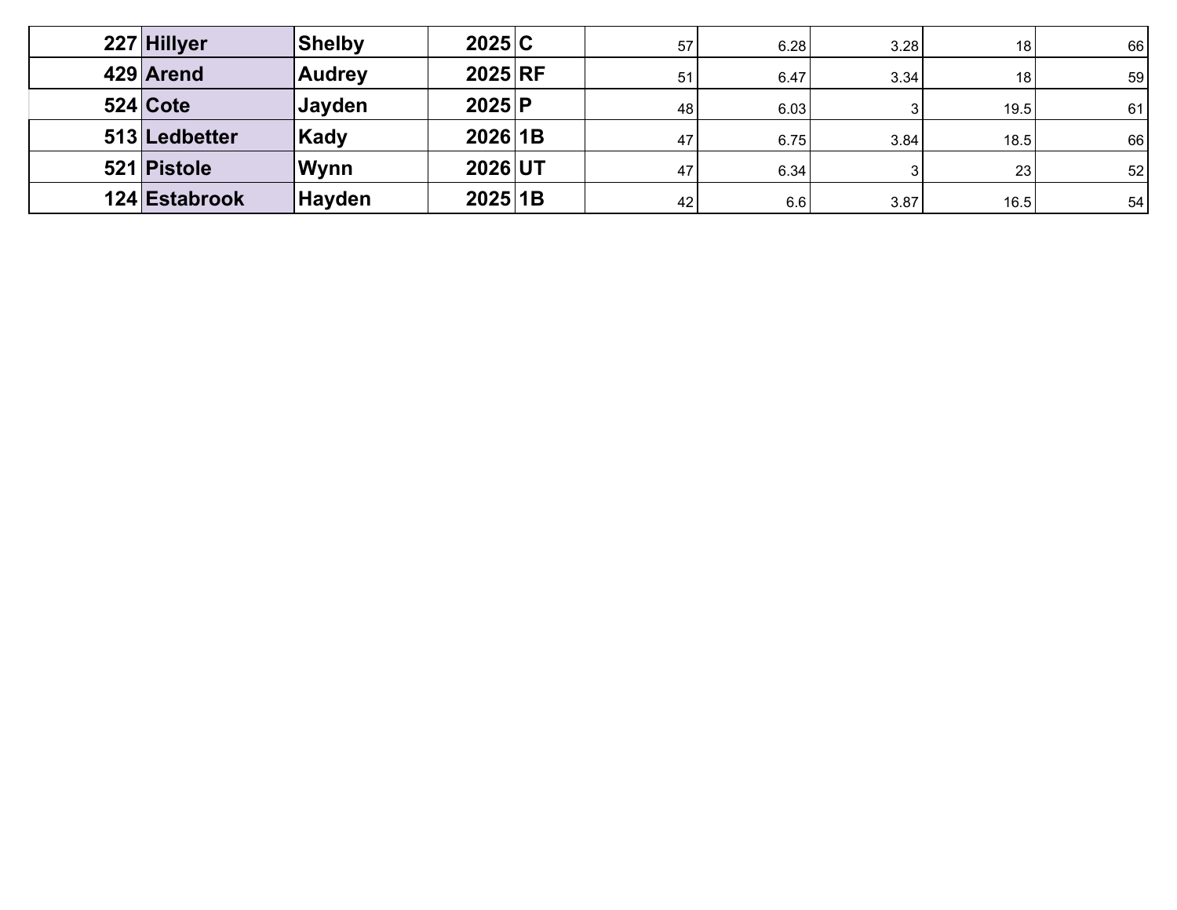| | | | | | | | | | |
|---|---|---|---|---|---|---|---|---|---|
| **227** | **Hillyer** | **Shelby** | **2025** | **C** | 57 | 6.28 | 3.28 | 18 | 66 |
| **429** | **Arend** | **Audrey** | **2025** | **RF** | 51 | 6.47 | 3.34 | 18 | 59 |
| **524** | **Cote** | **Jayden** | **2025** | **P** | 48 | 6.03 | 3 | 19.5 | 61 |
| **513** | **Ledbetter** | **Kady** | **2026** | **1B** | 47 | 6.75 | 3.84 | 18.5 | 66 |
| **521** | **Pistole** | **Wynn** | **2026** | **UT** | 47 | 6.34 | 3 | 23 | 52 |
| **124** | **Estabrook** | **Hayden** | **2025** | **1B** | 42 | 6.6 | 3.87 | 16.5 | 54 |